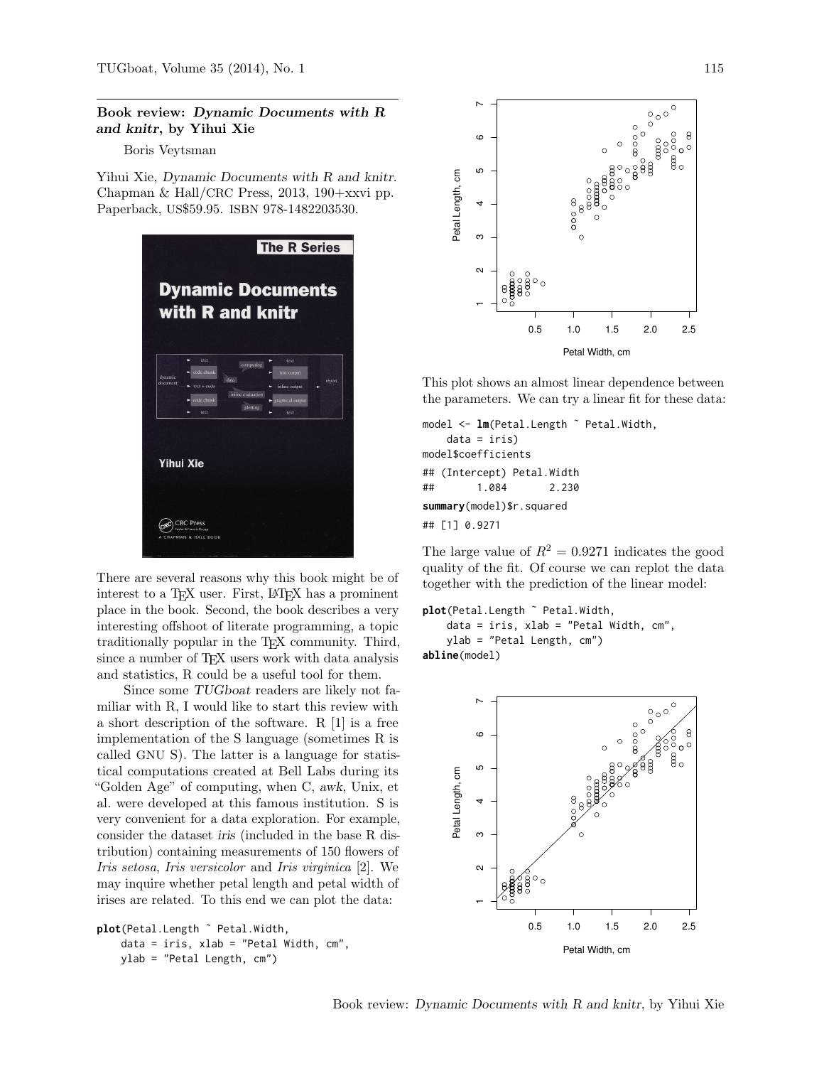## Book review: *Dynamic Documents with R and knitr*, by Yihui Xie

Boris Veytsman

Yihui Xie, *Dynamic Documents with R and knitr*. Chapman & Hall/CRC Press, 2013, 190+xxvi pp. Paperback, US$59.95. ISBN 978-1482203530.

There are several reasons why this book might be of interest to a TeX user. First, LaTeX has a prominent place in the book. Second, the book describes a very interesting offshoot of literate programming, a topic traditionally popular in the TeX community. Third, since a number of TeX users work with data analysis and statistics, R could be a useful tool for them.

Since some *TUGboat* readers are likely not familiar with R, I would like to start this review with a short description of the software. R [1] is a free implementation of the S language (sometimes R is called GNU S). The latter is a language for statistical computations created at Bell Labs during its "Golden Age" of computing, when C, *awk*, Unix, et al. were developed at this famous institution. S is very convenient for a data exploration. For example, consider the dataset *iris* (included in the base R distribution) containing measurements of 150 flowers of *Iris setosa*, *Iris versicolor* and *Iris virginica* [2]. We may inquire whether petal length and petal width of irises are related. To this end we can plot the data:

```
plot(Petal.Length ~ Petal.Width,
    data = iris, xlab = "Petal Width, cm",
    ylab = "Petal Length, cm")
```

This plot shows an almost linear dependence between the parameters. We can try a linear fit for these data:

```
model <- lm(Petal.Length ~ Petal.Width,
    data = iris)
model$coefficients
## (Intercept) Petal.Width
##       1.084       2.230
summary(model)$r.squared
## [1] 0.9271
```

The large value of $R^2 = 0.9271$ indicates the good quality of the fit. Of course we can replot the data together with the prediction of the linear model:

```
plot(Petal.Length ~ Petal.Width,
    data = iris, xlab = "Petal Width, cm",
    ylab = "Petal Length, cm")
abline(model)
```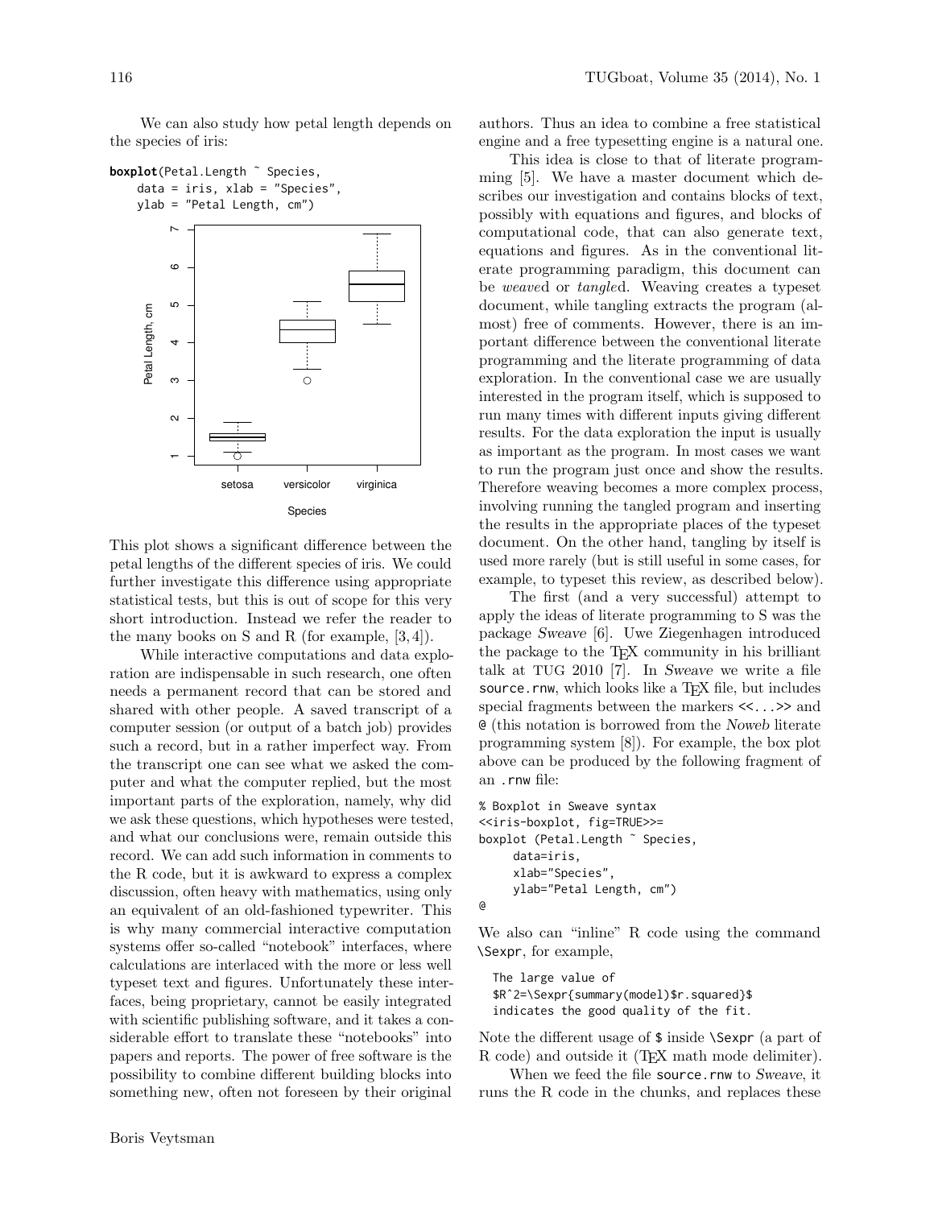We can also study how petal length depends on the species of iris:

```
boxplot(Petal.Length ~ Species,
    data = iris, xlab = "Species",
    ylab = "Petal Length, cm")
```

This plot shows a significant difference between the petal lengths of the different species of iris. We could further investigate this difference using appropriate statistical tests, but this is out of scope for this very short introduction. Instead we refer the reader to the many books on S and R (for example, [3, 4]).

While interactive computations and data exploration are indispensable in such research, one often needs a permanent record that can be stored and shared with other people. A saved transcript of a computer session (or output of a batch job) provides such a record, but in a rather imperfect way. From the transcript one can see what we asked the computer and what the computer replied, but the most important parts of the exploration, namely, why did we ask these questions, which hypotheses were tested, and what our conclusions were, remain outside this record. We can add such information in comments to the R code, but it is awkward to express a complex discussion, often heavy with mathematics, using only an equivalent of an old-fashioned typewriter. This is why many commercial interactive computation systems offer so-called "notebook" interfaces, where calculations are interlaced with the more or less well typeset text and figures. Unfortunately these interfaces, being proprietary, cannot be easily integrated with scientific publishing software, and it takes a considerable effort to translate these "notebooks" into papers and reports. The power of free software is the possibility to combine different building blocks into something new, often not foreseen by their original authors. Thus an idea to combine a free statistical engine and a free typesetting engine is a natural one.

This idea is close to that of literate programming [5]. We have a master document which describes our investigation and contains blocks of text, possibly with equations and figures, and blocks of computational code, that can also generate text, equations and figures. As in the conventional literate programming paradigm, this document can be *weave*d or *tangle*d. Weaving creates a typeset document, while tangling extracts the program (almost) free of comments. However, there is an important difference between the conventional literate programming and the literate programming of data exploration. In the conventional case we are usually interested in the program itself, which is supposed to run many times with different inputs giving different results. For the data exploration the input is usually as important as the program. In most cases we want to run the program just once and show the results. Therefore weaving becomes a more complex process, involving running the tangled program and inserting the results in the appropriate places of the typeset document. On the other hand, tangling by itself is used more rarely (but is still useful in some cases, for example, to typeset this review, as described below).

The first (and a very successful) attempt to apply the ideas of literate programming to S was the package *Sweave* [6]. Uwe Ziegenhagen introduced the package to the TeX community in his brilliant talk at TUG 2010 [7]. In *Sweave* we write a file `source.rnw`, which looks like a TeX file, but includes special fragments between the markers `<<...>>` and `@` (this notation is borrowed from the *Noweb* literate programming system [8]). For example, the box plot above can be produced by the following fragment of an `.rnw` file:

```
% Boxplot in Sweave syntax
<<iris-boxplot, fig=TRUE>>=
boxplot (Petal.Length ~ Species,
     data=iris,
     xlab="Species",
     ylab="Petal Length, cm")
@
```

We also can "inline" R code using the command `\Sexpr`, for example,

```
The large value of
$R^2=\Sexpr{summary(model)$r.squared}$
indicates the good quality of the fit.
```

Note the different usage of `$` inside `\Sexpr` (a part of R code) and outside it (TeX math mode delimiter).

When we feed the file `source.rnw` to *Sweave*, it runs the R code in the chunks, and replaces these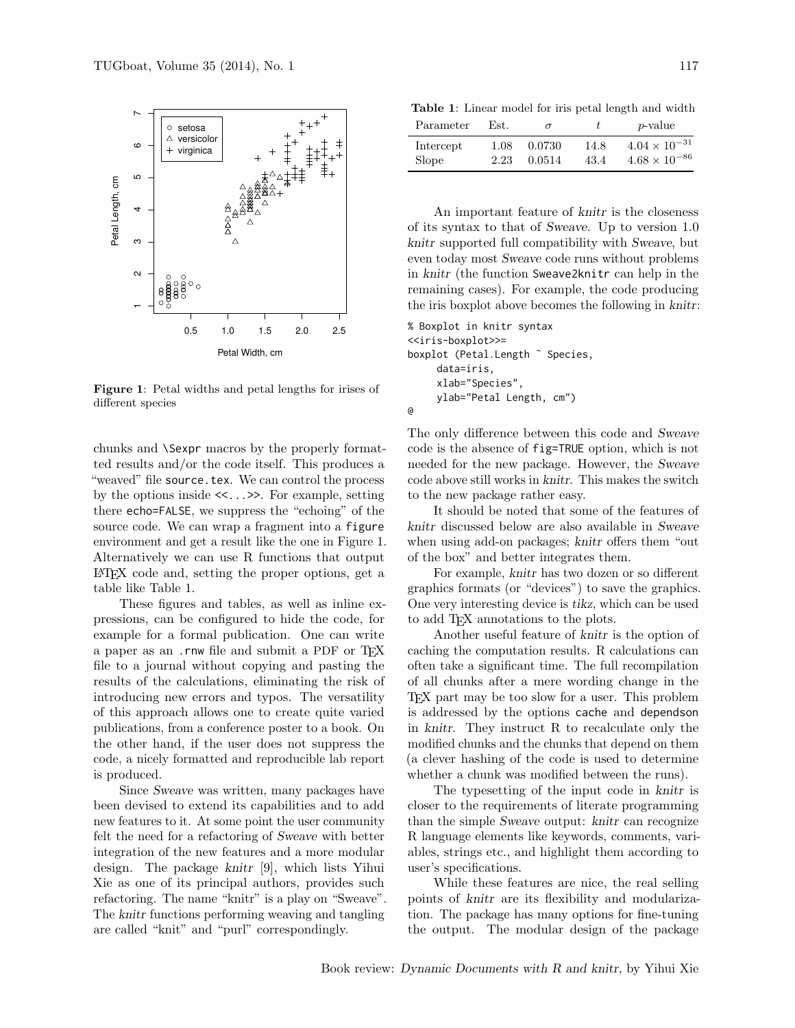Figure 1: Petal widths and petal lengths for irises of different species

chunks and \Sexpr macros by the properly formatted results and/or the code itself. This produces a "weaved" file `source.tex`. We can control the process by the options inside `<<...>>`. For example, setting there `echo=FALSE`, we suppress the "echoing" of the source code. We can wrap a fragment into a `figure` environment and get a result like the one in Figure 1. Alternatively we can use R functions that output LaTeX code and, setting the proper options, get a table like Table 1.

These figures and tables, as well as inline expressions, can be configured to hide the code, for example for a formal publication. One can write a paper as an `.rnw` file and submit a PDF or TeX file to a journal without copying and pasting the results of the calculations, eliminating the risk of introducing new errors and typos. The versatility of this approach allows one to create quite varied publications, from a conference poster to a book. On the other hand, if the user does not suppress the code, a nicely formatted and reproducible lab report is produced.

Since *Sweave* was written, many packages have been devised to extend its capabilities and to add new features to it. At some point the user community felt the need for a refactoring of *Sweave* with better integration of the new features and a more modular design. The package *knitr* [9], which lists Yihui Xie as one of its principal authors, provides such refactoring. The name "knitr" is a play on "Sweave". The *knitr* functions performing weaving and tangling are called "knit" and "purl" correspondingly.

**Table 1**: Linear model for iris petal length and width

| Parameter | Est. | $\sigma$ | $t$ | $p$-value |
|---|---|---|---|---|
| Intercept | 1.08 | 0.0730 | 14.8 | $4.04 \times 10^{-31}$ |
| Slope | 2.23 | 0.0514 | 43.4 | $4.68 \times 10^{-86}$ |

An important feature of *knitr* is the closeness of its syntax to that of *Sweave*. Up to version 1.0 *knitr* supported full compatibility with *Sweave*, but even today most *Sweave* code runs without problems in *knitr* (the function `Sweave2knitr` can help in the remaining cases). For example, the code producing the iris boxplot above becomes the following in *knitr*:

```
% Boxplot in knitr syntax
<<iris-boxplot>>=
boxplot (Petal.Length ~ Species,
     data=iris,
     xlab="Species",
     ylab="Petal Length, cm")
@
```

The only difference between this code and *Sweave* code is the absence of `fig=TRUE` option, which is not needed for the new package. However, the *Sweave* code above still works in *knitr*. This makes the switch to the new package rather easy.

It should be noted that some of the features of *knitr* discussed below are also available in *Sweave* when using add-on packages; *knitr* offers them "out of the box" and better integrates them.

For example, *knitr* has two dozen or so different graphics formats (or "devices") to save the graphics. One very interesting device is *tikz*, which can be used to add TeX annotations to the plots.

Another useful feature of *knitr* is the option of caching the computation results. R calculations can often take a significant time. The full recompilation of all chunks after a mere wording change in the TeX part may be too slow for a user. This problem is addressed by the options `cache` and `dependson` in *knitr*. They instruct R to recalculate only the modified chunks and the chunks that depend on them (a clever hashing of the code is used to determine whether a chunk was modified between the runs).

The typesetting of the input code in *knitr* is closer to the requirements of literate programming than the simple *Sweave* output: *knitr* can recognize R language elements like keywords, comments, variables, strings etc., and highlight them according to user's specifications.

While these features are nice, the real selling points of *knitr* are its flexibility and modularization. The package has many options for fine-tuning the output. The modular design of the package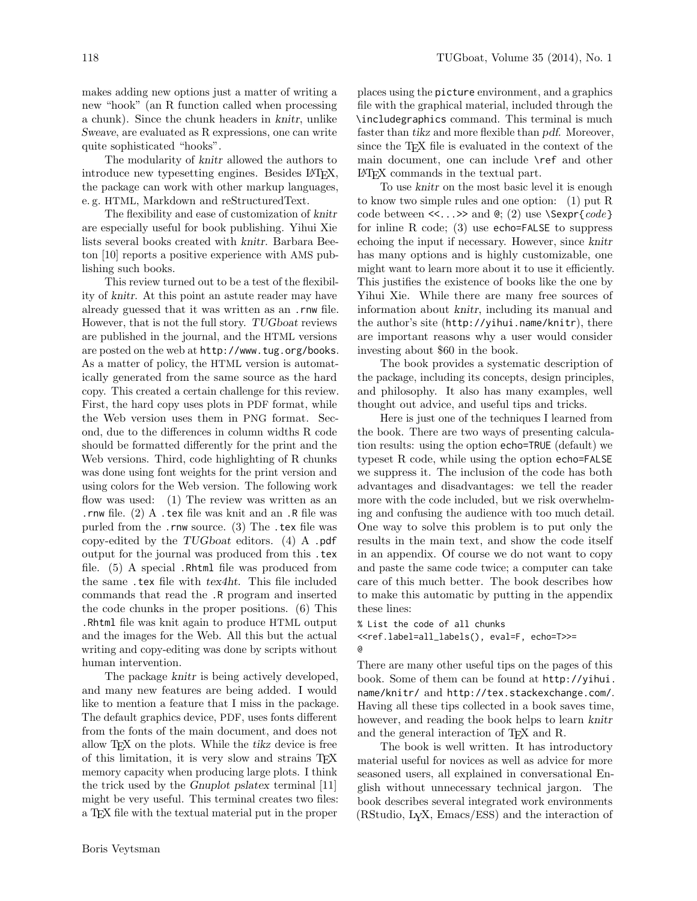makes adding new options just a matter of writing a new "hook" (an R function called when processing a chunk). Since the chunk headers in *knitr*, unlike *Sweave*, are evaluated as R expressions, one can write quite sophisticated "hooks".

The modularity of *knitr* allowed the authors to introduce new typesetting engines. Besides LaTeX, the package can work with other markup languages, e. g. HTML, Markdown and reStructuredText.

The flexibility and ease of customization of *knitr* are especially useful for book publishing. Yihui Xie lists several books created with *knitr*. Barbara Beeton [10] reports a positive experience with AMS publishing such books.

This review turned out to be a test of the flexibility of *knitr*. At this point an astute reader may have already guessed that it was written as an `.rnw` file. However, that is not the full story. *TUGboat* reviews are published in the journal, and the HTML versions are posted on the web at `http://www.tug.org/books`. As a matter of policy, the HTML version is automatically generated from the same source as the hard copy. This created a certain challenge for this review. First, the hard copy uses plots in PDF format, while the Web version uses them in PNG format. Second, due to the differences in column widths R code should be formatted differently for the print and the Web versions. Third, code highlighting of R chunks was done using font weights for the print version and using colors for the Web version. The following work flow was used: (1) The review was written as an `.rnw` file. (2) A `.tex` file was knit and an `.R` file was purled from the `.rnw` source. (3) The `.tex` file was copy-edited by the *TUGboat* editors. (4) A `.pdf` output for the journal was produced from this `.tex` file. (5) A special `.Rhtml` file was produced from the same `.tex` file with *tex4ht*. This file included commands that read the `.R` program and inserted the code chunks in the proper positions. (6) This `.Rhtml` file was knit again to produce HTML output and the images for the Web. All this but the actual writing and copy-editing was done by scripts without human intervention.

The package *knitr* is being actively developed, and many new features are being added. I would like to mention a feature that I miss in the package. The default graphics device, PDF, uses fonts different from the fonts of the main document, and does not allow TeX on the plots. While the *tikz* device is free of this limitation, it is very slow and strains TeX memory capacity when producing large plots. I think the trick used by the *Gnuplot pslatex* terminal [11] might be very useful. This terminal creates two files: a TeX file with the textual material put in the proper places using the `picture` environment, and a graphics file with the graphical material, included through the `\includegraphics` command. This terminal is much faster than *tikz* and more flexible than *pdf*. Moreover, since the TeX file is evaluated in the context of the main document, one can include `\ref` and other LaTeX commands in the textual part.

To use *knitr* on the most basic level it is enough to know two simple rules and one option: (1) put R code between `<<...>>` and `@`; (2) use `\Sexpr{`*code*`}` for inline R code; (3) use `echo=FALSE` to suppress echoing the input if necessary. However, since *knitr* has many options and is highly customizable, one might want to learn more about it to use it efficiently. This justifies the existence of books like the one by Yihui Xie. While there are many free sources of information about *knitr*, including its manual and the author's site (`http://yihui.name/knitr`), there are important reasons why a user would consider investing about $60 in the book.

The book provides a systematic description of the package, including its concepts, design principles, and philosophy. It also has many examples, well thought out advice, and useful tips and tricks.

Here is just one of the techniques I learned from the book. There are two ways of presenting calculation results: using the option `echo=TRUE` (default) we typeset R code, while using the option `echo=FALSE` we suppress it. The inclusion of the code has both advantages and disadvantages: we tell the reader more with the code included, but we risk overwhelming and confusing the audience with too much detail. One way to solve this problem is to put only the results in the main text, and show the code itself in an appendix. Of course we do not want to copy and paste the same code twice; a computer can take care of this much better. The book describes how to make this automatic by putting in the appendix these lines:

```
% List the code of all chunks
<<ref.label=all_labels(), eval=F, echo=T>>=
@
```

There are many other useful tips on the pages of this book. Some of them can be found at `http://yihui.name/knitr/` and `http://tex.stackexchange.com/`. Having all these tips collected in a book saves time, however, and reading the book helps to learn *knitr* and the general interaction of TeX and R.

The book is well written. It has introductory material useful for novices as well as advice for more seasoned users, all explained in conversational English without unnecessary technical jargon. The book describes several integrated work environments (RStudio, LyX, Emacs/ESS) and the interaction of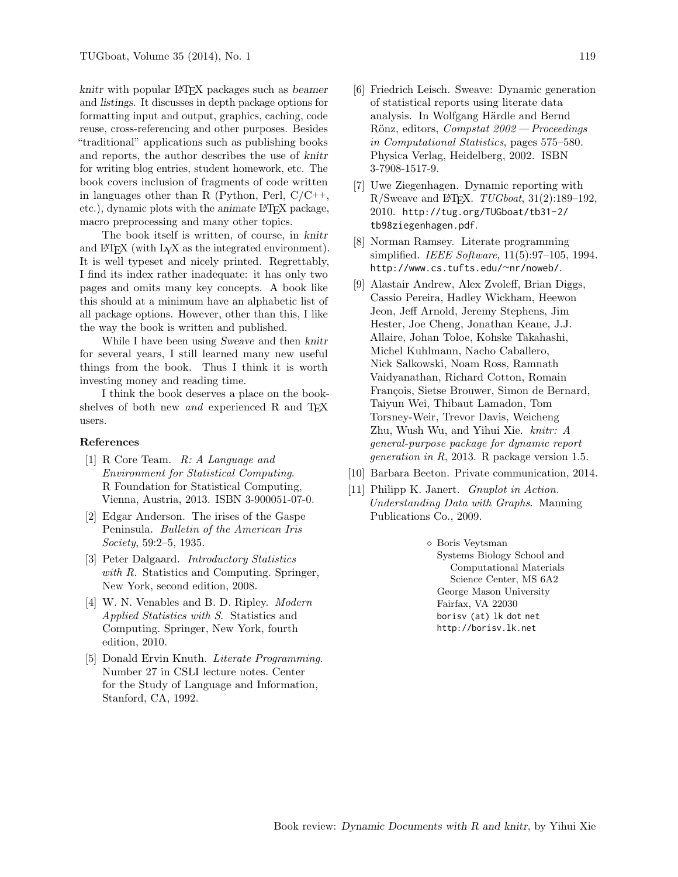*knitr* with popular LaTeX packages such as *beamer* and *listings*. It discusses in depth package options for formatting input and output, graphics, caching, code reuse, cross-referencing and other purposes. Besides "traditional" applications such as publishing books and reports, the author describes the use of *knitr* for writing blog entries, student homework, etc. The book covers inclusion of fragments of code written in languages other than R (Python, Perl, C/C++, etc.), dynamic plots with the *animate* LaTeX package, macro preprocessing and many other topics.

The book itself is written, of course, in *knitr* and LaTeX (with LyX as the integrated environment). It is well typeset and nicely printed. Regrettably, I find its index rather inadequate: it has only two pages and omits many key concepts. A book like this should at a minimum have an alphabetic list of all package options. However, other than this, I like the way the book is written and published.

While I have been using *Sweave* and then *knitr* for several years, I still learned many new useful things from the book. Thus I think it is worth investing money and reading time.

I think the book deserves a place on the bookshelves of both new *and* experienced R and TeX users.

### References

[1] R Core Team. *R: A Language and Environment for Statistical Computing*. R Foundation for Statistical Computing, Vienna, Austria, 2013. ISBN 3-900051-07-0.

[2] Edgar Anderson. The irises of the Gaspe Peninsula. *Bulletin of the American Iris Society*, 59:2–5, 1935.

[3] Peter Dalgaard. *Introductory Statistics with R*. Statistics and Computing. Springer, New York, second edition, 2008.

[4] W. N. Venables and B. D. Ripley. *Modern Applied Statistics with S*. Statistics and Computing. Springer, New York, fourth edition, 2010.

[5] Donald Ervin Knuth. *Literate Programming*. Number 27 in CSLI lecture notes. Center for the Study of Language and Information, Stanford, CA, 1992.

[6] Friedrich Leisch. Sweave: Dynamic generation of statistical reports using literate data analysis. In Wolfgang Härdle and Bernd Rönz, editors, *Compstat 2002 — Proceedings in Computational Statistics*, pages 575–580. Physica Verlag, Heidelberg, 2002. ISBN 3-7908-1517-9.

[7] Uwe Ziegenhagen. Dynamic reporting with R/Sweave and LaTeX. *TUGboat*, 31(2):189–192, 2010. http://tug.org/TUGboat/tb31-2/tb98ziegenhagen.pdf.

[8] Norman Ramsey. Literate programming simplified. *IEEE Software*, 11(5):97–105, 1994. http://www.cs.tufts.edu/~nr/noweb/.

[9] Alastair Andrew, Alex Zvoleff, Brian Diggs, Cassio Pereira, Hadley Wickham, Heewon Jeon, Jeff Arnold, Jeremy Stephens, Jim Hester, Joe Cheng, Jonathan Keane, J.J. Allaire, Johan Toloe, Kohske Takahashi, Michel Kuhlmann, Nacho Caballero, Nick Salkowski, Noam Ross, Ramnath Vaidyanathan, Richard Cotton, Romain François, Sietse Brouwer, Simon de Bernard, Taiyun Wei, Thibaut Lamadon, Tom Torsney-Weir, Trevor Davis, Weicheng Zhu, Wush Wu, and Yihui Xie. *knitr: A general-purpose package for dynamic report generation in R*, 2013. R package version 1.5.

[10] Barbara Beeton. Private communication, 2014.

[11] Philipp K. Janert. *Gnuplot in Action. Understanding Data with Graphs*. Manning Publications Co., 2009.

◇ Boris Veytsman
Systems Biology School and Computational Materials Science Center, MS 6A2
George Mason University
Fairfax, VA 22030
borisv (at) lk dot net
http://borisv.lk.net